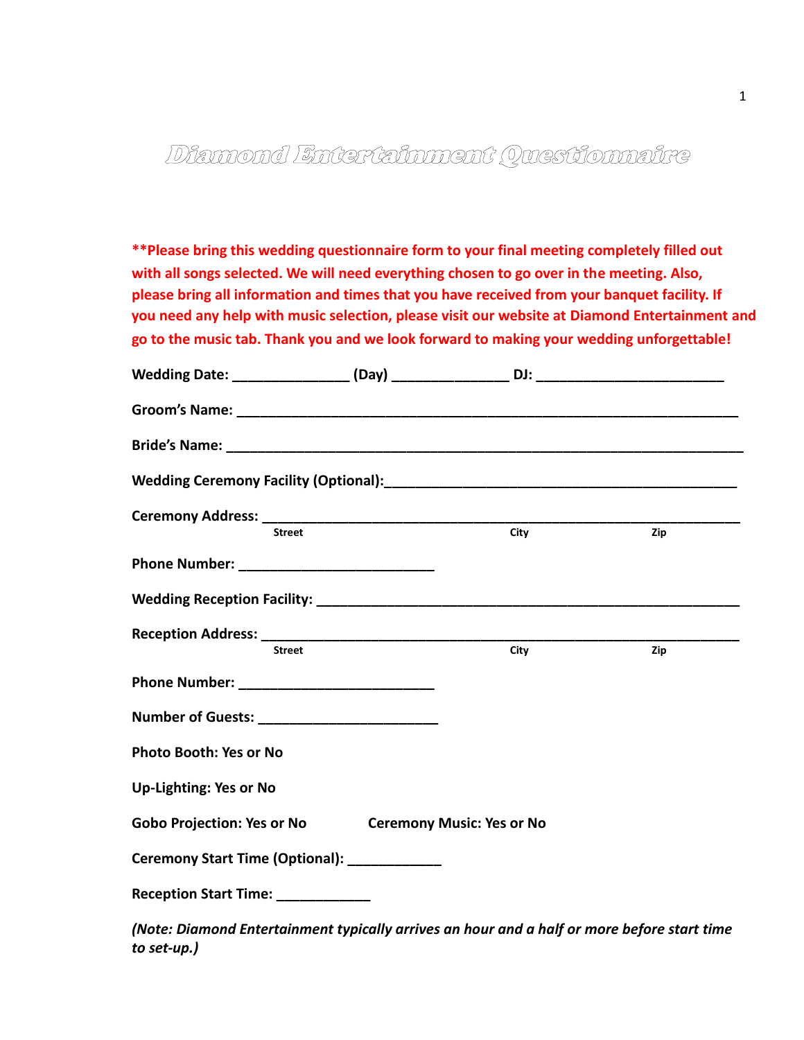# Diamond Entertainment Questionnaire

**\*\*Please bring this wedding questionnaire form to your final meeting completely filled out with all songs selected. We will need everything chosen to go over in the meeting. Also, please bring all information and times that you have received from your banquet facility. If you need any help with music selection, please visit our website at Diamond Entertainment and go to the music tab. Thank you and we look forward to making your wedding unforgettable!**

**Wedding Date:** _______________ **(Day)** _______________ **DJ:** ________________________

**Groom's Name:** _________________________________________________________________

**Bride's Name:** __________________________________________________________________

**Wedding Ceremony Facility (Optional):**_____________________________________________

**Ceremony Address:** _________________________________________________________
Street City Zip

**Phone Number:** _________________________

**Wedding Reception Facility:** ______________________________________________________

**Reception Address:** _________________________________________________________
Street City Zip

**Phone Number:** _________________________

**Number of Guests:** _______________________

**Photo Booth: Yes or No**

**Up-Lighting: Yes or No**

**Gobo Projection: Yes or No** **Ceremony Music: Yes or No**

**Ceremony Start Time (Optional):** ____________

**Reception Start Time:** ____________

***(Note: Diamond Entertainment typically arrives an hour and a half or more before start time to set-up.)***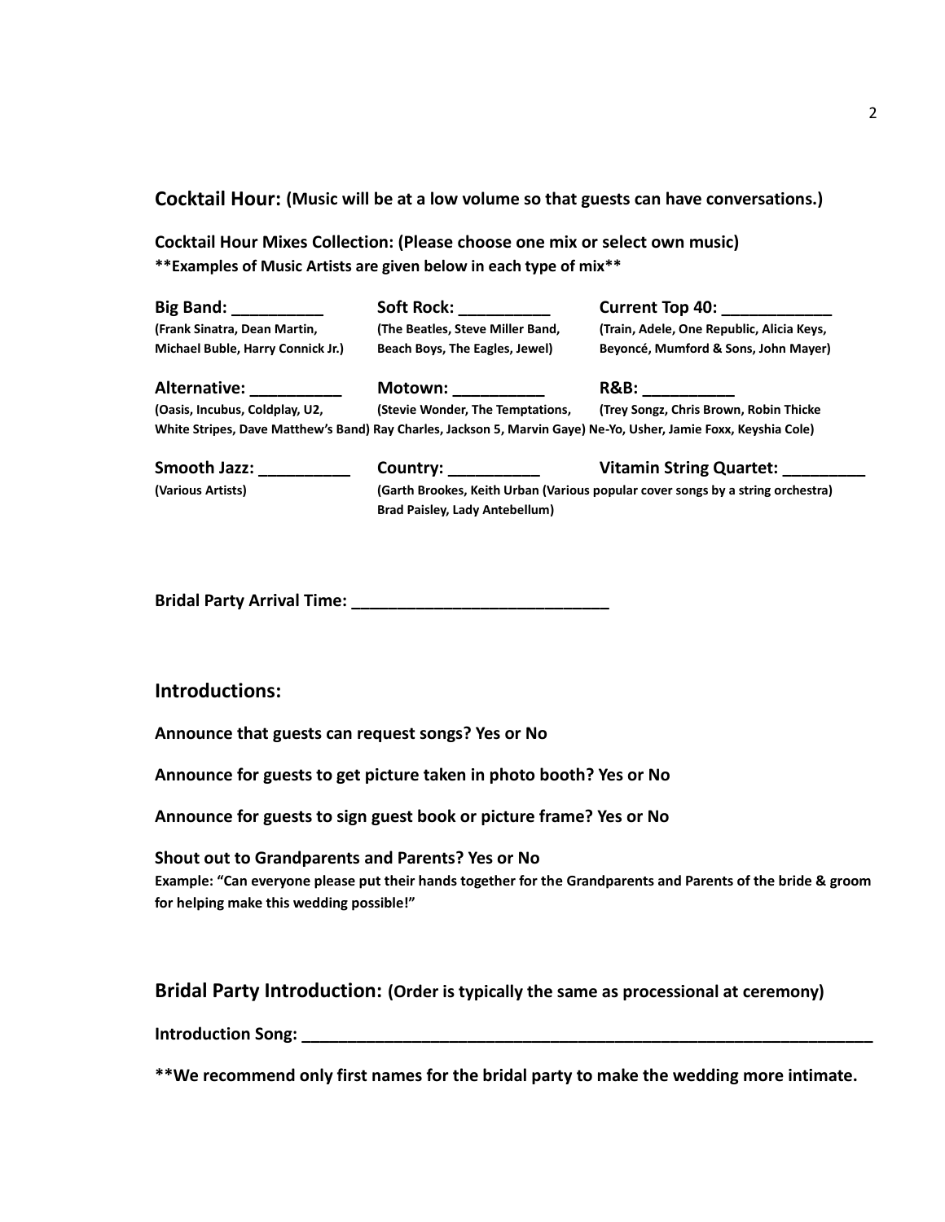## Cocktail Hour: (Music will be at a low volume so that guests can have conversations.)

**Cocktail Hour Mixes Collection: (Please choose one mix or select own music)**
**\*\*Examples of Music Artists are given below in each type of mix\*\***

| **Big Band: __________** | **Soft Rock: __________** | **Current Top 40: ____________** |
|---|---|---|
| **(Frank Sinatra, Dean Martin, Michael Buble, Harry Connick Jr.)** | **(The Beatles, Steve Miller Band, Beach Boys, The Eagles, Jewel)** | **(Train, Adele, One Republic, Alicia Keys, Beyoncé, Mumford & Sons, John Mayer)** |
| **Alternative: __________** | **Motown: __________** | **R&B: __________** |
| **(Oasis, Incubus, Coldplay, U2, White Stripes, Dave Matthew's Band)** | **(Stevie Wonder, The Temptations, Ray Charles, Jackson 5, Marvin Gaye)** | **(Trey Songz, Chris Brown, Robin Thicke Ne-Yo, Usher, Jamie Foxx, Keyshia Cole)** |
| **Smooth Jazz: __________** | **Country: __________** | **Vitamin String Quartet: _________** |
| **(Various Artists)** | **(Garth Brookes, Keith Urban Brad Paisley, Lady Antebellum)** | **(Various popular cover songs by a string orchestra)** |

**Bridal Party Arrival Time: ____________________________**

## Introductions:

**Announce that guests can request songs? Yes or No**

**Announce for guests to get picture taken in photo booth? Yes or No**

**Announce for guests to sign guest book or picture frame? Yes or No**

**Shout out to Grandparents and Parents? Yes or No**
**Example: "Can everyone please put their hands together for the Grandparents and Parents of the bride & groom for helping make this wedding possible!"**

## Bridal Party Introduction: (Order is typically the same as processional at ceremony)

**Introduction Song: ____________________________________________________________________**

**\*\*We recommend only first names for the bridal party to make the wedding more intimate.**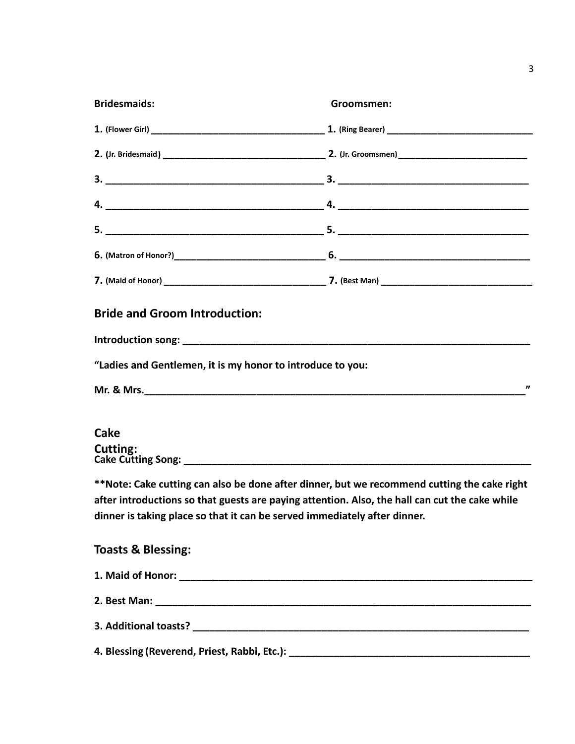| **Bridesmaids:** | **Groomsmen:** |
| --- | --- |
| **1.** (Flower Girl) ______________________________ | **1.** (Ring Bearer) ___________________________ |
| **2.** (Jr. Bridesmaid) ____________________________ | **2.** (Jr. Groomsmen) _________________________ |
| **3.** ____________________________________ | **3.** __________________________________ |
| **4.** ____________________________________ | **4.** __________________________________ |
| **5.** ____________________________________ | **5.** __________________________________ |
| **6.** (Matron of Honor?)___________________________ | **6.** __________________________________ |
| **7.** (Maid of Honor) ____________________________ | **7.** (Best Man) _____________________________ |

## Bride and Groom Introduction:

**Introduction song: ____________________________________________________________**

**"Ladies and Gentlemen, it is my honor to introduce to you:**

**Mr. & Mrs.________________________________________________________________"**

## Cake Cutting:

**Cake Cutting Song: ____________________________________________________________**

****Note: Cake cutting can also be done after dinner, but we recommend cutting the cake right after introductions so that guests are paying attention. Also, the hall can cut the cake while dinner is taking place so that it can be served immediately after dinner.**

## Toasts & Blessing:

**1. Maid of Honor: ______________________________________________________________**

**2. Best Man: __________________________________________________________________**

**3. Additional toasts? ___________________________________________________________**

**4. Blessing (Reverend, Priest, Rabbi, Etc.): _______________________________________**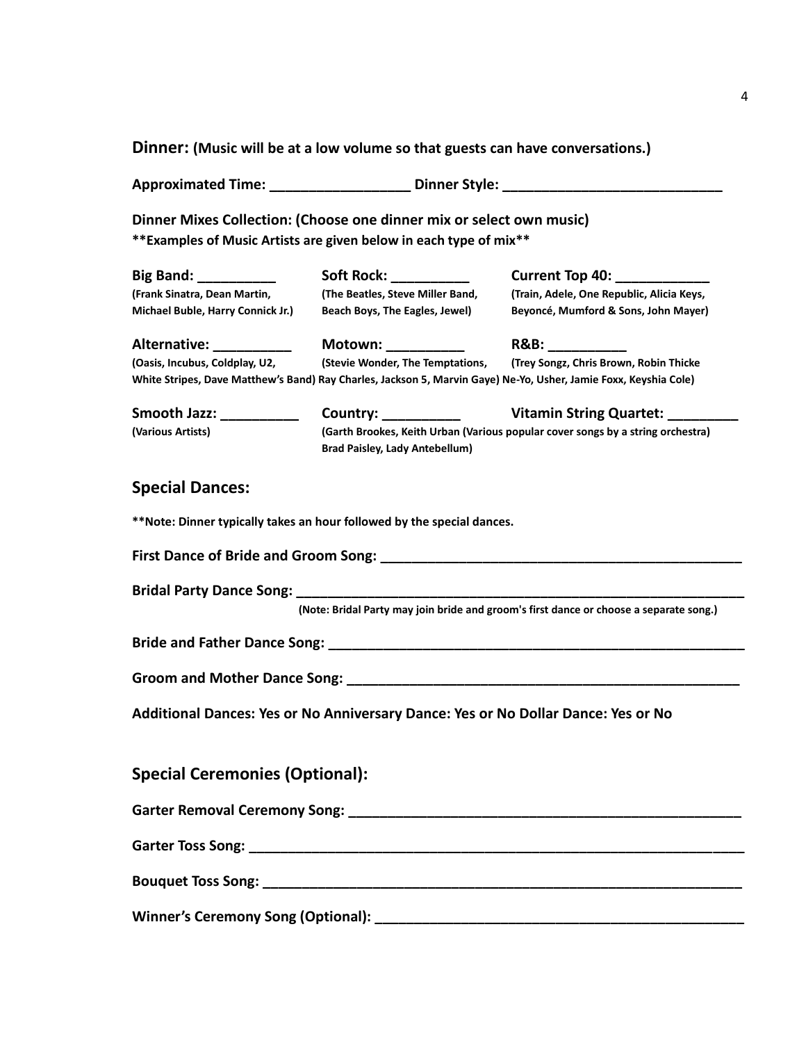## Dinner: (Music will be at a low volume so that guests can have conversations.)

**Approximated Time: __________________ Dinner Style: ____________________________**

**Dinner Mixes Collection: (Choose one dinner mix or select own music)**
**\*\*Examples of Music Artists are given below in each type of mix\*\***

| | | |
|---|---|---|
| **Big Band: __________** | **Soft Rock: __________** | **Current Top 40: ____________** |
| (Frank Sinatra, Dean Martin, Michael Buble, Harry Connick Jr.) | (The Beatles, Steve Miller Band, Beach Boys, The Eagles, Jewel) | (Train, Adele, One Republic, Alicia Keys, Beyoncé, Mumford & Sons, John Mayer) |
| **Alternative: __________** | **Motown: __________** | **R&B: __________** |
| (Oasis, Incubus, Coldplay, U2, White Stripes, Dave Matthew's Band) | (Stevie Wonder, The Temptations, Ray Charles, Jackson 5, Marvin Gaye) | (Trey Songz, Chris Brown, Robin Thicke Ne-Yo, Usher, Jamie Foxx, Keyshia Cole) |
| **Smooth Jazz: __________** | **Country: __________** | **Vitamin String Quartet: _________** |
| (Various Artists) | (Garth Brookes, Keith Urban Brad Paisley, Lady Antebellum) | (Various popular cover songs by a string orchestra) |

## Special Dances:

**\*\*Note: Dinner typically takes an hour followed by the special dances.**

**First Dance of Bride and Groom Song: ________________________________________________**

**Bridal Party Dance Song: ____________________________________________________________**
**(Note: Bridal Party may join bride and groom's first dance or choose a separate song.)**

**Bride and Father Dance Song: ________________________________________________________**

**Groom and Mother Dance Song: _____________________________________________________**

**Additional Dances: Yes or No Anniversary Dance: Yes or No Dollar Dance: Yes or No**

## Special Ceremonies (Optional):

**Garter Removal Ceremony Song: ____________________________________________________**

**Garter Toss Song: _______________________________________________________________**

**Bouquet Toss Song: ______________________________________________________________**

**Winner's Ceremony Song (Optional): _______________________________________________**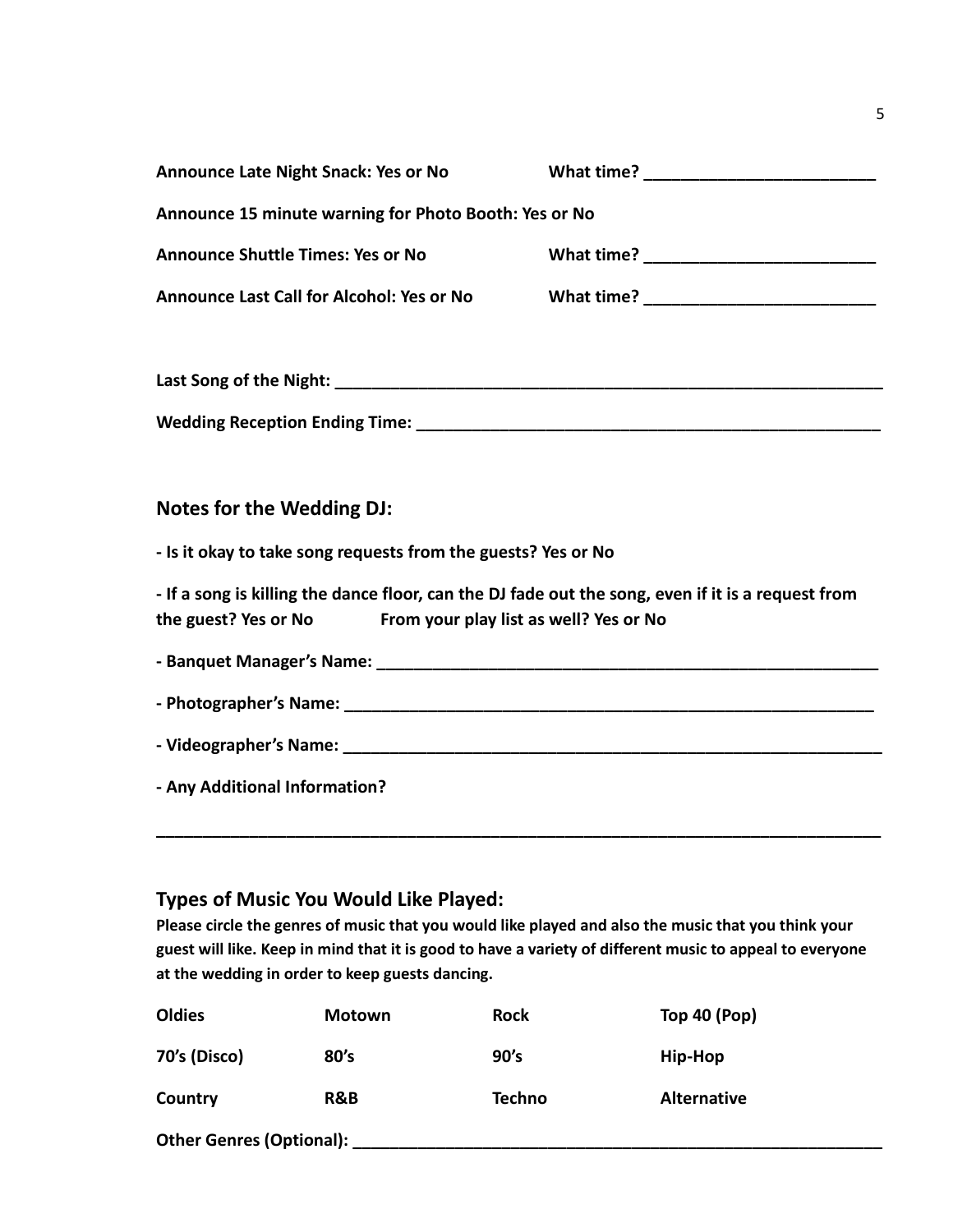**Announce Late Night Snack: Yes or No** **What time? ________________________**

**Announce 15 minute warning for Photo Booth: Yes or No**

**Announce Shuttle Times: Yes or No** **What time? ________________________**

**Announce Last Call for Alcohol: Yes or No** **What time? ________________________**

**Last Song of the Night: ____________________________________________________________**

**Wedding Reception Ending Time: ____________________________________________________**

## Notes for the Wedding DJ:

**- Is it okay to take song requests from the guests? Yes or No**

**- If a song is killing the dance floor, can the DJ fade out the song, even if it is a request from the guest? Yes or No** **From your play list as well? Yes or No**

**- Banquet Manager's Name: ______________________________________________________**

**- Photographer's Name: _________________________________________________________**

**- Videographer's Name: _________________________________________________________**

**- Any Additional Information?**

**____________________________________________________________________________**

## Types of Music You Would Like Played:

**Please circle the genres of music that you would like played and also the music that you think your guest will like. Keep in mind that it is good to have a variety of different music to appeal to everyone at the wedding in order to keep guests dancing.**

| | | | |
|---|---|---|---|
| **Oldies** | **Motown** | **Rock** | **Top 40 (Pop)** |
| **70's (Disco)** | **80's** | **90's** | **Hip-Hop** |
| **Country** | **R&B** | **Techno** | **Alternative** |

**Other Genres (Optional): __________________________________________________________**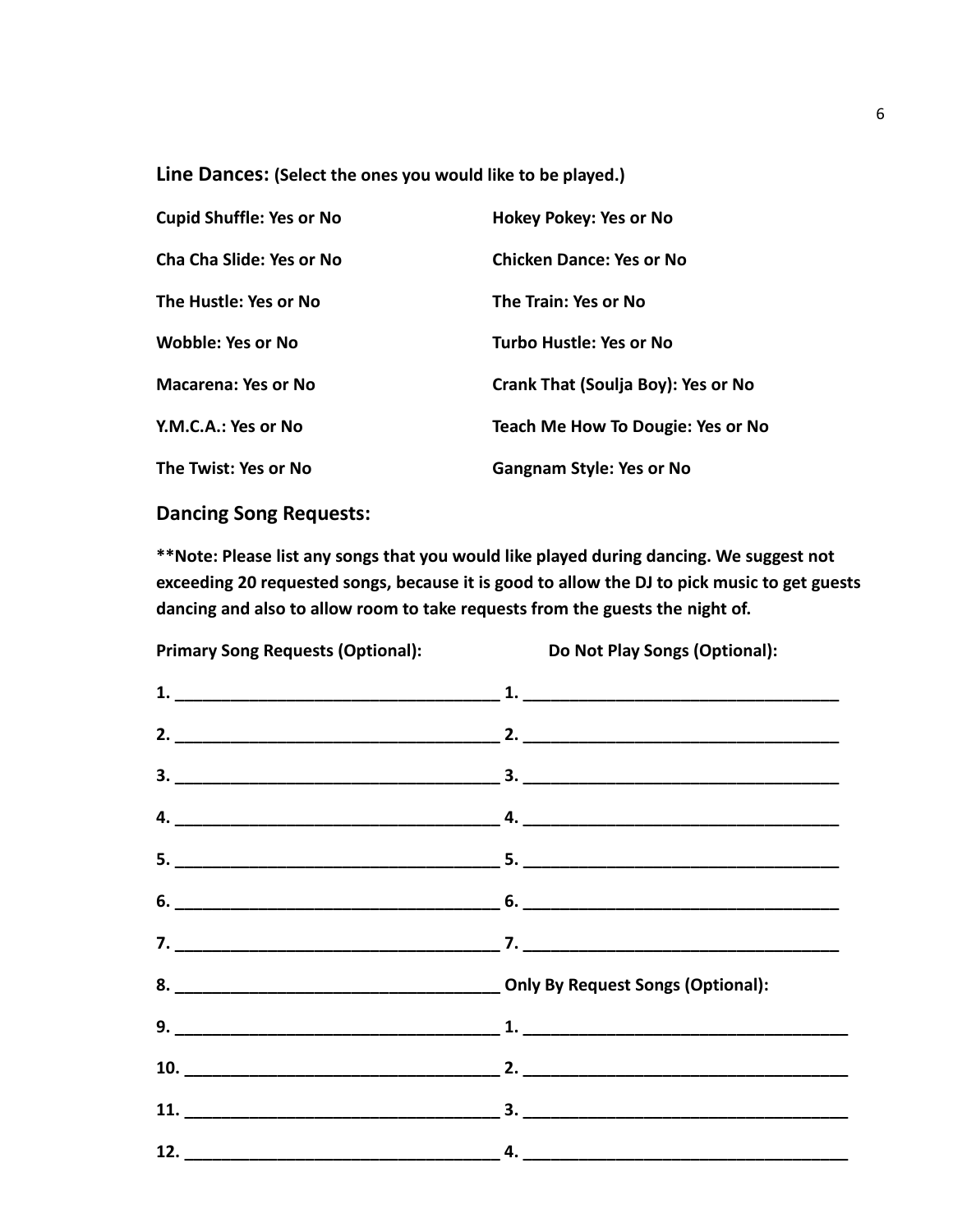## Line Dances: (Select the ones you would like to be played.)

**Cupid Shuffle: Yes or No**

**Cha Cha Slide: Yes or No**

**The Hustle: Yes or No**

**Wobble: Yes or No**

**Macarena: Yes or No**

**Y.M.C.A.: Yes or No**

**The Twist: Yes or No**

**Hokey Pokey: Yes or No**

**Chicken Dance: Yes or No**

**The Train: Yes or No**

**Turbo Hustle: Yes or No**

**Crank That (Soulja Boy): Yes or No**

**Teach Me How To Dougie: Yes or No**

**Gangnam Style: Yes or No**

## Dancing Song Requests:

**\*\*Note: Please list any songs that you would like played during dancing. We suggest not exceeding 20 requested songs, because it is good to allow the DJ to pick music to get guests dancing and also to allow room to take requests from the guests the night of.**

**Primary Song Requests (Optional):**

**1.** ___________________________________

**2.** ___________________________________

**3.** ___________________________________

**4.** ___________________________________

**5.** ___________________________________

**6.** ___________________________________

**7.** ___________________________________

**8.** ___________________________________

**9.** ___________________________________

**10.** __________________________________

**11.** __________________________________

**12.** __________________________________

**Do Not Play Songs (Optional):**

**1.** ___________________________________

**2.** ___________________________________

**3.** ___________________________________

**4.** ___________________________________

**5.** ___________________________________

**6.** ___________________________________

**7.** ___________________________________

**Only By Request Songs (Optional):**

**1.** ___________________________________

**2.** ___________________________________

**3.** ___________________________________

**4.** ___________________________________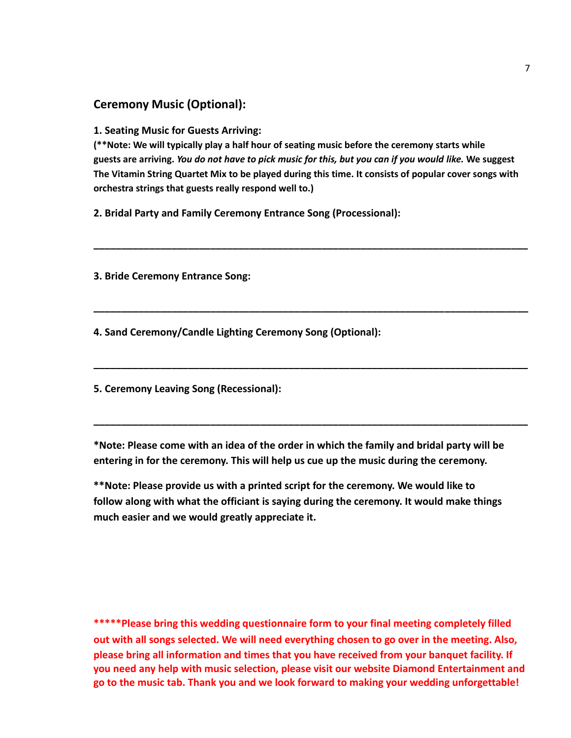## Ceremony Music (Optional):

**1. Seating Music for Guests Arriving:**

**(**Note: We will typically play a half hour of seating music before the ceremony starts while guests are arriving. *You do not have to pick music for this, but you can if you would like.* We suggest The Vitamin String Quartet Mix to be played during this time. It consists of popular cover songs with orchestra strings that guests really respond well to.)**

**2. Bridal Party and Family Ceremony Entrance Song (Processional):**

\_\_\_\_\_\_\_\_\_\_\_\_\_\_\_\_\_\_\_\_\_\_\_\_\_\_\_\_\_\_\_\_\_\_\_\_\_\_\_\_\_\_\_\_\_\_\_\_\_\_\_\_\_\_\_\_\_\_\_\_\_\_\_\_\_\_\_\_\_\_\_\_\_\_\_\_

**3. Bride Ceremony Entrance Song:**

\_\_\_\_\_\_\_\_\_\_\_\_\_\_\_\_\_\_\_\_\_\_\_\_\_\_\_\_\_\_\_\_\_\_\_\_\_\_\_\_\_\_\_\_\_\_\_\_\_\_\_\_\_\_\_\_\_\_\_\_\_\_\_\_\_\_\_\_\_\_\_\_\_\_\_\_

**4. Sand Ceremony/Candle Lighting Ceremony Song (Optional):**

\_\_\_\_\_\_\_\_\_\_\_\_\_\_\_\_\_\_\_\_\_\_\_\_\_\_\_\_\_\_\_\_\_\_\_\_\_\_\_\_\_\_\_\_\_\_\_\_\_\_\_\_\_\_\_\_\_\_\_\_\_\_\_\_\_\_\_\_\_\_\_\_\_\_\_\_

**5. Ceremony Leaving Song (Recessional):**

\_\_\_\_\_\_\_\_\_\_\_\_\_\_\_\_\_\_\_\_\_\_\_\_\_\_\_\_\_\_\_\_\_\_\_\_\_\_\_\_\_\_\_\_\_\_\_\_\_\_\_\_\_\_\_\_\_\_\_\_\_\_\_\_\_\_\_\_\_\_\_\_\_\_\_\_

**\*Note: Please come with an idea of the order in which the family and bridal party will be entering in for the ceremony. This will help us cue up the music during the ceremony.**

**\*\*Note: Please provide us with a printed script for the ceremony. We would like to follow along with what the officiant is saying during the ceremony. It would make things much easier and we would greatly appreciate it.**

**\*\*\*\*\*Please bring this wedding questionnaire form to your final meeting completely filled out with all songs selected. We will need everything chosen to go over in the meeting. Also, please bring all information and times that you have received from your banquet facility. If you need any help with music selection, please visit our website Diamond Entertainment and go to the music tab. Thank you and we look forward to making your wedding unforgettable!**